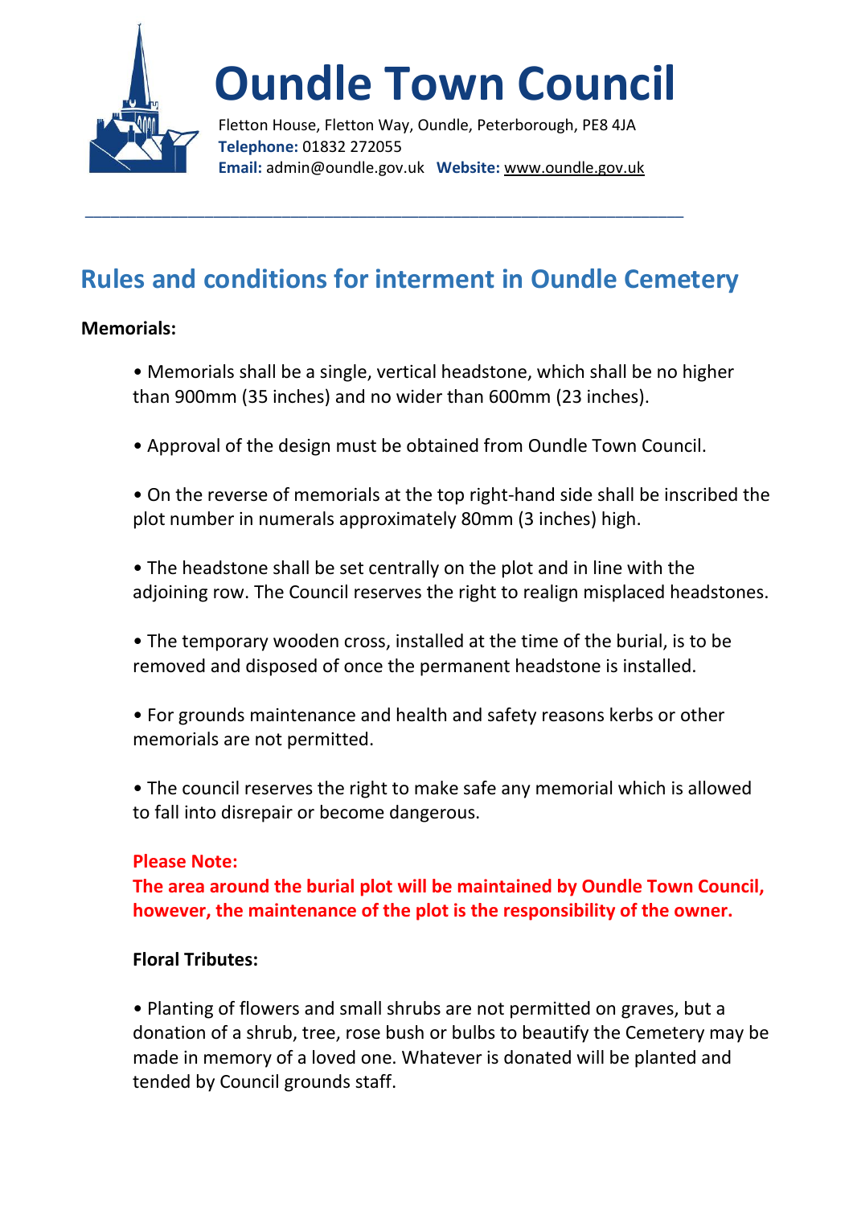# Oundle Town Council

Fletton House, Fletton Way, Oundle, Peterborough, PE8 4JA
**Telephone:** 01832 272055
**Email:** admin@oundle.gov.uk **Website:** www.oundle.gov.uk

---

## Rules and conditions for interment in Oundle Cemetery

**Memorials:**

- Memorials shall be a single, vertical headstone, which shall be no higher than 900mm (35 inches) and no wider than 600mm (23 inches).
- Approval of the design must be obtained from Oundle Town Council.
- On the reverse of memorials at the top right-hand side shall be inscribed the plot number in numerals approximately 80mm (3 inches) high.
- The headstone shall be set centrally on the plot and in line with the adjoining row. The Council reserves the right to realign misplaced headstones.
- The temporary wooden cross, installed at the time of the burial, is to be removed and disposed of once the permanent headstone is installed.
- For grounds maintenance and health and safety reasons kerbs or other memorials are not permitted.
- The council reserves the right to make safe any memorial which is allowed to fall into disrepair or become dangerous.

**Please Note:**
**The area around the burial plot will be maintained by Oundle Town Council, however, the maintenance of the plot is the responsibility of the owner.**

**Floral Tributes:**

- Planting of flowers and small shrubs are not permitted on graves, but a donation of a shrub, tree, rose bush or bulbs to beautify the Cemetery may be made in memory of a loved one. Whatever is donated will be planted and tended by Council grounds staff.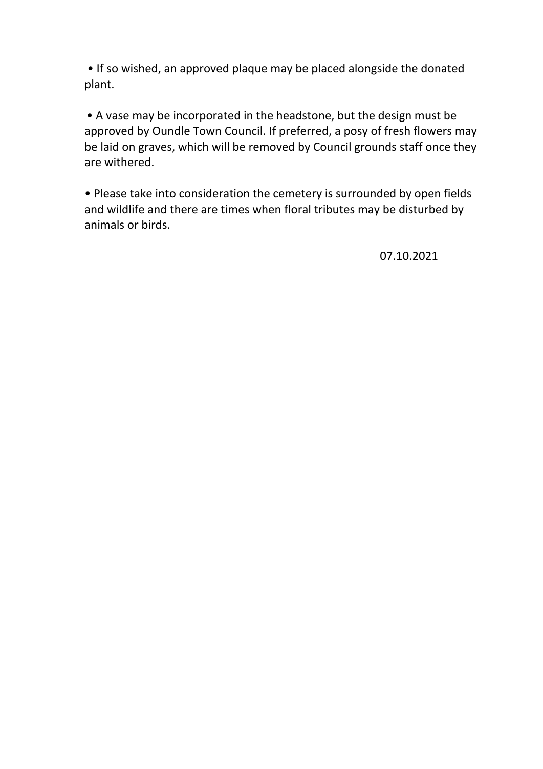- If so wished, an approved plaque may be placed alongside the donated plant.

- A vase may be incorporated in the headstone, but the design must be approved by Oundle Town Council. If preferred, a posy of fresh flowers may be laid on graves, which will be removed by Council grounds staff once they are withered.

- Please take into consideration the cemetery is surrounded by open fields and wildlife and there are times when floral tributes may be disturbed by animals or birds.

07.10.2021